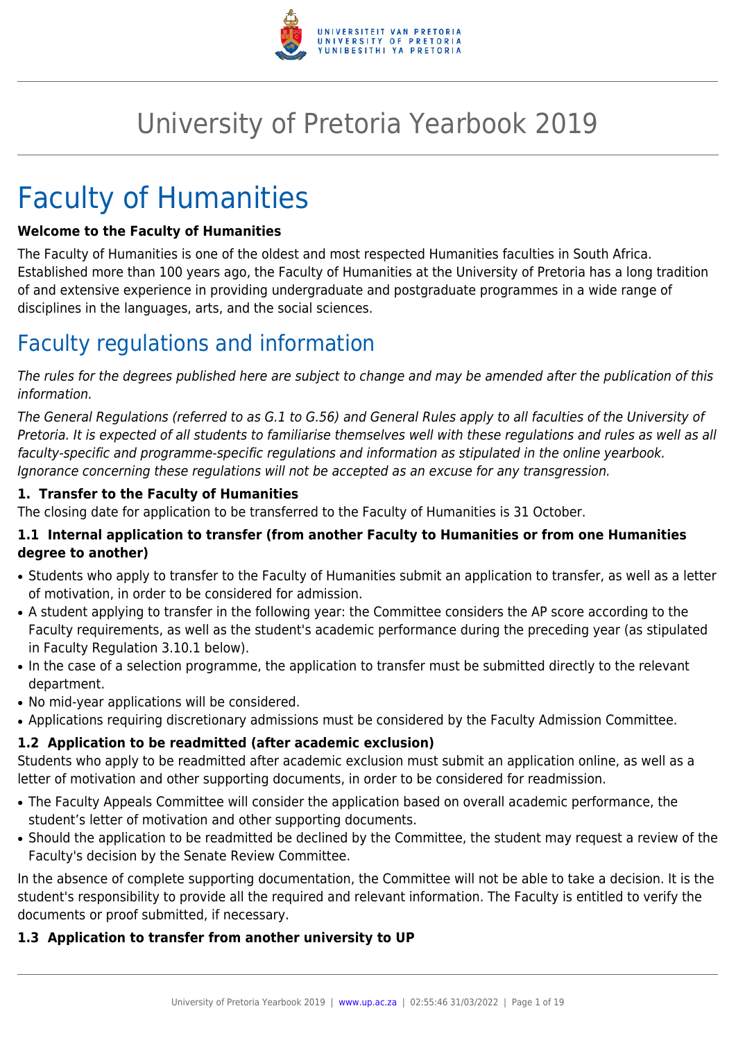# University of Pretoria Yearbook 2019

# Faculty of Humanities

**Welcome to the Faculty of Humanities**

The Faculty of Humanities is one of the oldest and most respected Humanities faculties in South Africa. Established more than 100 years ago, the Faculty of Humanities at the University of Pretoria has a long tradition of and extensive experience in providing undergraduate and postgraduate programmes in a wide range of disciplines in the languages, arts, and the social sciences.

## Faculty regulations and information

*The rules for the degrees published here are subject to change and may be amended after the publication of this information.*

*The General Regulations (referred to as G.1 to G.56) and General Rules apply to all faculties of the University of Pretoria. It is expected of all students to familiarise themselves well with these regulations and rules as well as all faculty-specific and programme-specific regulations and information as stipulated in the online yearbook. Ignorance concerning these regulations will not be accepted as an excuse for any transgression.*

### 1. Transfer to the Faculty of Humanities

The closing date for application to be transferred to the Faculty of Humanities is 31 October.

#### 1.1 Internal application to transfer (from another Faculty to Humanities or from one Humanities degree to another)

- Students who apply to transfer to the Faculty of Humanities submit an application to transfer, as well as a letter of motivation, in order to be considered for admission.
- A student applying to transfer in the following year: the Committee considers the AP score according to the Faculty requirements, as well as the student's academic performance during the preceding year (as stipulated in Faculty Regulation 3.10.1 below).
- In the case of a selection programme, the application to transfer must be submitted directly to the relevant department.
- No mid-year applications will be considered.
- Applications requiring discretionary admissions must be considered by the Faculty Admission Committee.

#### 1.2 Application to be readmitted (after academic exclusion)

Students who apply to be readmitted after academic exclusion must submit an application online, as well as a letter of motivation and other supporting documents, in order to be considered for readmission.

- The Faculty Appeals Committee will consider the application based on overall academic performance, the student's letter of motivation and other supporting documents.
- Should the application to be readmitted be declined by the Committee, the student may request a review of the Faculty's decision by the Senate Review Committee.

In the absence of complete supporting documentation, the Committee will not be able to take a decision. It is the student's responsibility to provide all the required and relevant information. The Faculty is entitled to verify the documents or proof submitted, if necessary.

#### 1.3 Application to transfer from another university to UP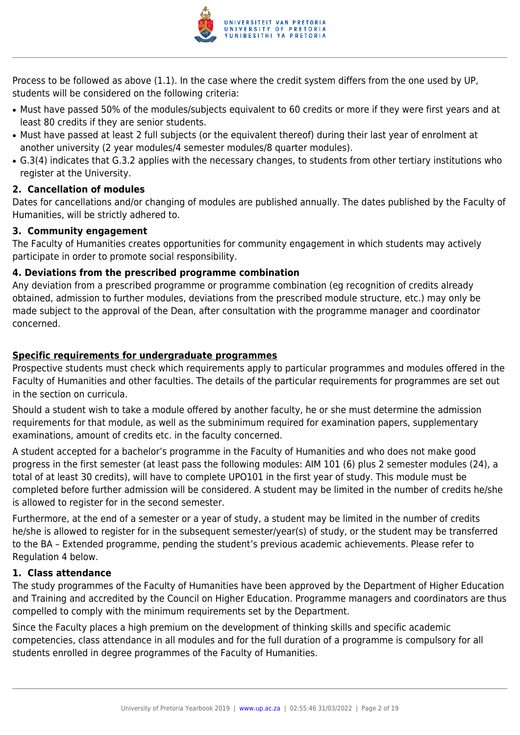Process to be followed as above (1.1). In the case where the credit system differs from the one used by UP, students will be considered on the following criteria:

- Must have passed 50% of the modules/subjects equivalent to 60 credits or more if they were first years and at least 80 credits if they are senior students.
- Must have passed at least 2 full subjects (or the equivalent thereof) during their last year of enrolment at another university (2 year modules/4 semester modules/8 quarter modules).
- G.3(4) indicates that G.3.2 applies with the necessary changes, to students from other tertiary institutions who register at the University.

### 2. Cancellation of modules

Dates for cancellations and/or changing of modules are published annually. The dates published by the Faculty of Humanities, will be strictly adhered to.

### 3. Community engagement

The Faculty of Humanities creates opportunities for community engagement in which students may actively participate in order to promote social responsibility.

### 4. Deviations from the prescribed programme combination

Any deviation from a prescribed programme or programme combination (eg recognition of credits already obtained, admission to further modules, deviations from the prescribed module structure, etc.) may only be made subject to the approval of the Dean, after consultation with the programme manager and coordinator concerned.

## **Specific requirements for undergraduate programmes**

Prospective students must check which requirements apply to particular programmes and modules offered in the Faculty of Humanities and other faculties. The details of the particular requirements for programmes are set out in the section on curricula.

Should a student wish to take a module offered by another faculty, he or she must determine the admission requirements for that module, as well as the subminimum required for examination papers, supplementary examinations, amount of credits etc. in the faculty concerned.

A student accepted for a bachelor's programme in the Faculty of Humanities and who does not make good progress in the first semester (at least pass the following modules: AIM 101 (6) plus 2 semester modules (24), a total of at least 30 credits), will have to complete UPO101 in the first year of study. This module must be completed before further admission will be considered. A student may be limited in the number of credits he/she is allowed to register for in the second semester.

Furthermore, at the end of a semester or a year of study, a student may be limited in the number of credits he/she is allowed to register for in the subsequent semester/year(s) of study, or the student may be transferred to the BA – Extended programme, pending the student's previous academic achievements. Please refer to Regulation 4 below.

### 1. Class attendance

The study programmes of the Faculty of Humanities have been approved by the Department of Higher Education and Training and accredited by the Council on Higher Education. Programme managers and coordinators are thus compelled to comply with the minimum requirements set by the Department.

Since the Faculty places a high premium on the development of thinking skills and specific academic competencies, class attendance in all modules and for the full duration of a programme is compulsory for all students enrolled in degree programmes of the Faculty of Humanities.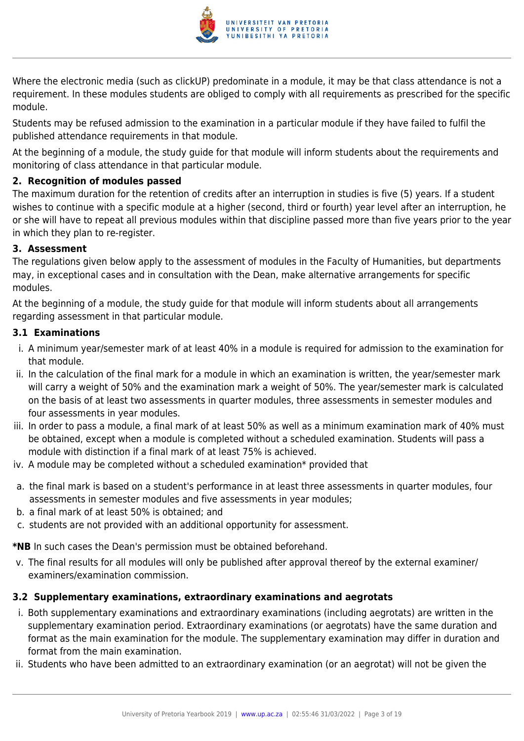Where the electronic media (such as clickUP) predominate in a module, it may be that class attendance is not a requirement. In these modules students are obliged to comply with all requirements as prescribed for the specific module.

Students may be refused admission to the examination in a particular module if they have failed to fulfil the published attendance requirements in that module.

At the beginning of a module, the study guide for that module will inform students about the requirements and monitoring of class attendance in that particular module.

#### 2. Recognition of modules passed

The maximum duration for the retention of credits after an interruption in studies is five (5) years. If a student wishes to continue with a specific module at a higher (second, third or fourth) year level after an interruption, he or she will have to repeat all previous modules within that discipline passed more than five years prior to the year in which they plan to re-register.

#### 3. Assessment

The regulations given below apply to the assessment of modules in the Faculty of Humanities, but departments may, in exceptional cases and in consultation with the Dean, make alternative arrangements for specific modules.

At the beginning of a module, the study guide for that module will inform students about all arrangements regarding assessment in that particular module.

#### 3.1 Examinations

i. A minimum year/semester mark of at least 40% in a module is required for admission to the examination for that module.
ii. In the calculation of the final mark for a module in which an examination is written, the year/semester mark will carry a weight of 50% and the examination mark a weight of 50%. The year/semester mark is calculated on the basis of at least two assessments in quarter modules, three assessments in semester modules and four assessments in year modules.
iii. In order to pass a module, a final mark of at least 50% as well as a minimum examination mark of 40% must be obtained, except when a module is completed without a scheduled examination. Students will pass a module with distinction if a final mark of at least 75% is achieved.
iv. A module may be completed without a scheduled examination* provided that

a. the final mark is based on a student's performance in at least three assessments in quarter modules, four assessments in semester modules and five assessments in year modules;
b. a final mark of at least 50% is obtained; and
c. students are not provided with an additional opportunity for assessment.

***NB** In such cases the Dean's permission must be obtained beforehand.

v. The final results for all modules will only be published after approval thereof by the external examiner/ examiners/examination commission.

#### 3.2 Supplementary examinations, extraordinary examinations and aegrotats

i. Both supplementary examinations and extraordinary examinations (including aegrotats) are written in the supplementary examination period. Extraordinary examinations (or aegrotats) have the same duration and format as the main examination for the module. The supplementary examination may differ in duration and format from the main examination.
ii. Students who have been admitted to an extraordinary examination (or an aegrotat) will not be given the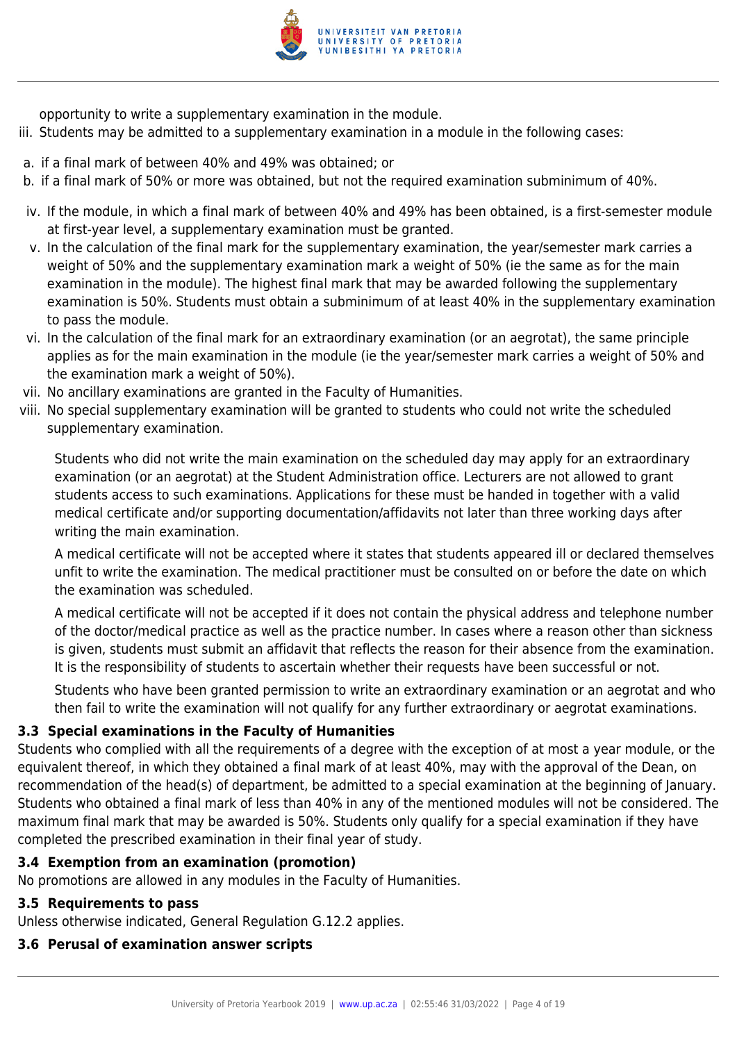opportunity to write a supplementary examination in the module.

iii. Students may be admitted to a supplementary examination in a module in the following cases:

a. if a final mark of between 40% and 49% was obtained; or
b. if a final mark of 50% or more was obtained, but not the required examination subminimum of 40%.

iv. If the module, in which a final mark of between 40% and 49% has been obtained, is a first-semester module at first-year level, a supplementary examination must be granted.

v. In the calculation of the final mark for the supplementary examination, the year/semester mark carries a weight of 50% and the supplementary examination mark a weight of 50% (ie the same as for the main examination in the module). The highest final mark that may be awarded following the supplementary examination is 50%. Students must obtain a subminimum of at least 40% in the supplementary examination to pass the module.

vi. In the calculation of the final mark for an extraordinary examination (or an aegrotat), the same principle applies as for the main examination in the module (ie the year/semester mark carries a weight of 50% and the examination mark a weight of 50%).

vii. No ancillary examinations are granted in the Faculty of Humanities.

viii. No special supplementary examination will be granted to students who could not write the scheduled supplementary examination.

Students who did not write the main examination on the scheduled day may apply for an extraordinary examination (or an aegrotat) at the Student Administration office. Lecturers are not allowed to grant students access to such examinations. Applications for these must be handed in together with a valid medical certificate and/or supporting documentation/affidavits not later than three working days after writing the main examination.

A medical certificate will not be accepted where it states that students appeared ill or declared themselves unfit to write the examination. The medical practitioner must be consulted on or before the date on which the examination was scheduled.

A medical certificate will not be accepted if it does not contain the physical address and telephone number of the doctor/medical practice as well as the practice number. In cases where a reason other than sickness is given, students must submit an affidavit that reflects the reason for their absence from the examination. It is the responsibility of students to ascertain whether their requests have been successful or not.

Students who have been granted permission to write an extraordinary examination or an aegrotat and who then fail to write the examination will not qualify for any further extraordinary or aegrotat examinations.

### 3.3 Special examinations in the Faculty of Humanities

Students who complied with all the requirements of a degree with the exception of at most a year module, or the equivalent thereof, in which they obtained a final mark of at least 40%, may with the approval of the Dean, on recommendation of the head(s) of department, be admitted to a special examination at the beginning of January. Students who obtained a final mark of less than 40% in any of the mentioned modules will not be considered. The maximum final mark that may be awarded is 50%. Students only qualify for a special examination if they have completed the prescribed examination in their final year of study.

### 3.4 Exemption from an examination (promotion)

No promotions are allowed in any modules in the Faculty of Humanities.

### 3.5 Requirements to pass

Unless otherwise indicated, General Regulation G.12.2 applies.

### 3.6 Perusal of examination answer scripts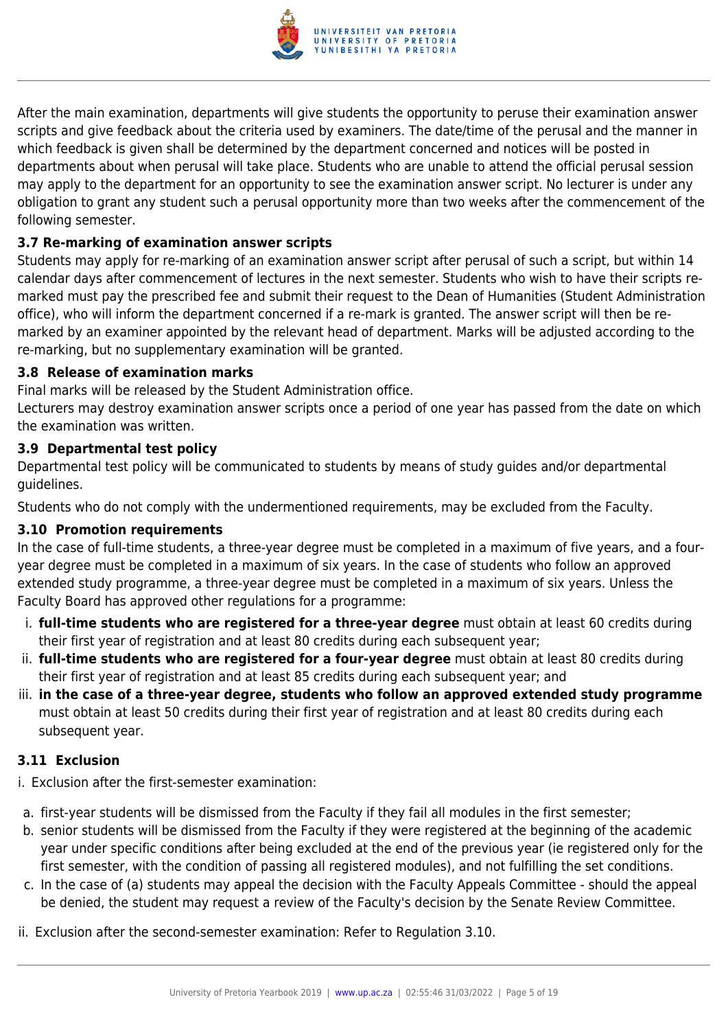After the main examination, departments will give students the opportunity to peruse their examination answer scripts and give feedback about the criteria used by examiners. The date/time of the perusal and the manner in which feedback is given shall be determined by the department concerned and notices will be posted in departments about when perusal will take place. Students who are unable to attend the official perusal session may apply to the department for an opportunity to see the examination answer script. No lecturer is under any obligation to grant any student such a perusal opportunity more than two weeks after the commencement of the following semester.

### 3.7 Re-marking of examination answer scripts

Students may apply for re-marking of an examination answer script after perusal of such a script, but within 14 calendar days after commencement of lectures in the next semester. Students who wish to have their scripts re-marked must pay the prescribed fee and submit their request to the Dean of Humanities (Student Administration office), who will inform the department concerned if a re-mark is granted. The answer script will then be re-marked by an examiner appointed by the relevant head of department. Marks will be adjusted according to the re-marking, but no supplementary examination will be granted.

### 3.8 Release of examination marks

Final marks will be released by the Student Administration office.

Lecturers may destroy examination answer scripts once a period of one year has passed from the date on which the examination was written.

### 3.9 Departmental test policy

Departmental test policy will be communicated to students by means of study guides and/or departmental guidelines.

Students who do not comply with the undermentioned requirements, may be excluded from the Faculty.

### 3.10 Promotion requirements

In the case of full-time students, a three-year degree must be completed in a maximum of five years, and a four-year degree must be completed in a maximum of six years. In the case of students who follow an approved extended study programme, a three-year degree must be completed in a maximum of six years. Unless the Faculty Board has approved other regulations for a programme:

i. **full-time students who are registered for a three-year degree** must obtain at least 60 credits during their first year of registration and at least 80 credits during each subsequent year;
ii. **full-time students who are registered for a four-year degree** must obtain at least 80 credits during their first year of registration and at least 85 credits during each subsequent year; and
iii. **in the case of a three-year degree, students who follow an approved extended study programme** must obtain at least 50 credits during their first year of registration and at least 80 credits during each subsequent year.

### 3.11 Exclusion

i. Exclusion after the first-semester examination:

a. first-year students will be dismissed from the Faculty if they fail all modules in the first semester;
b. senior students will be dismissed from the Faculty if they were registered at the beginning of the academic year under specific conditions after being excluded at the end of the previous year (ie registered only for the first semester, with the condition of passing all registered modules), and not fulfilling the set conditions.
c. In the case of (a) students may appeal the decision with the Faculty Appeals Committee - should the appeal be denied, the student may request a review of the Faculty's decision by the Senate Review Committee.

ii. Exclusion after the second-semester examination: Refer to Regulation 3.10.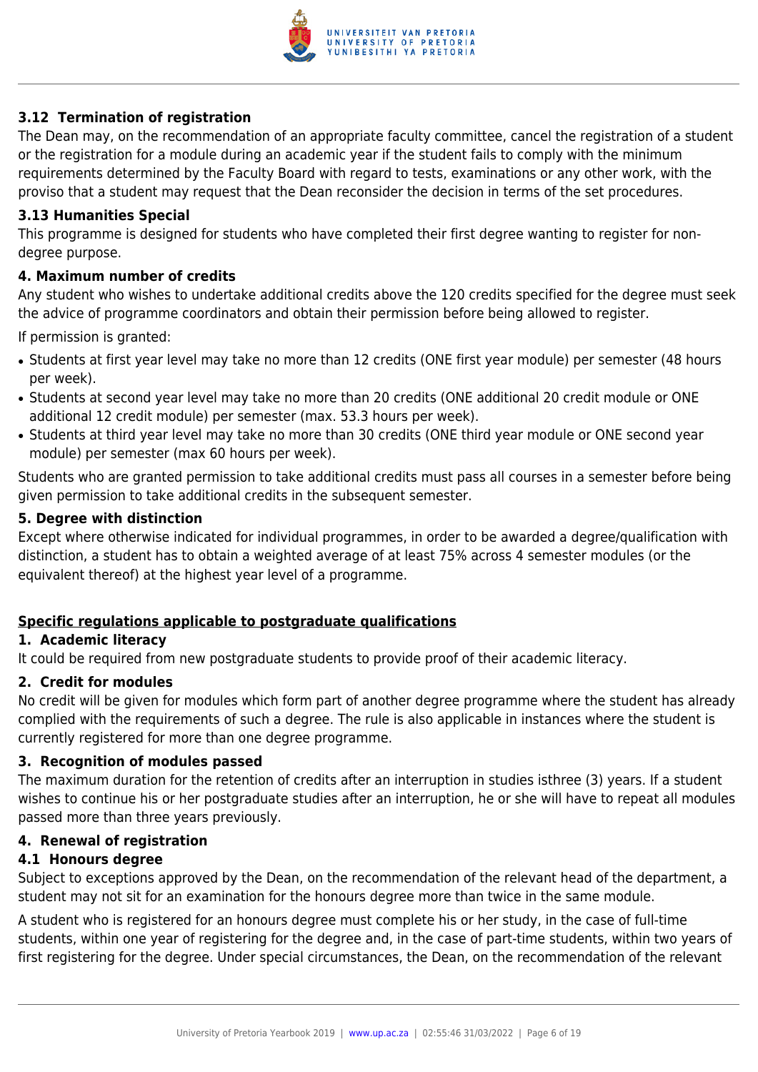### 3.12 Termination of registration

The Dean may, on the recommendation of an appropriate faculty committee, cancel the registration of a student or the registration for a module during an academic year if the student fails to comply with the minimum requirements determined by the Faculty Board with regard to tests, examinations or any other work, with the proviso that a student may request that the Dean reconsider the decision in terms of the set procedures.

### 3.13 Humanities Special

This programme is designed for students who have completed their first degree wanting to register for non-degree purpose.

### 4. Maximum number of credits

Any student who wishes to undertake additional credits above the 120 credits specified for the degree must seek the advice of programme coordinators and obtain their permission before being allowed to register.

If permission is granted:

- Students at first year level may take no more than 12 credits (ONE first year module) per semester (48 hours per week).
- Students at second year level may take no more than 20 credits (ONE additional 20 credit module or ONE additional 12 credit module) per semester (max. 53.3 hours per week).
- Students at third year level may take no more than 30 credits (ONE third year module or ONE second year module) per semester (max 60 hours per week).

Students who are granted permission to take additional credits must pass all courses in a semester before being given permission to take additional credits in the subsequent semester.

### 5. Degree with distinction

Except where otherwise indicated for individual programmes, in order to be awarded a degree/qualification with distinction, a student has to obtain a weighted average of at least 75% across 4 semester modules (or the equivalent thereof) at the highest year level of a programme.

## Specific regulations applicable to postgraduate qualifications

### 1. Academic literacy

It could be required from new postgraduate students to provide proof of their academic literacy.

### 2. Credit for modules

No credit will be given for modules which form part of another degree programme where the student has already complied with the requirements of such a degree. The rule is also applicable in instances where the student is currently registered for more than one degree programme.

### 3. Recognition of modules passed

The maximum duration for the retention of credits after an interruption in studies isthree (3) years. If a student wishes to continue his or her postgraduate studies after an interruption, he or she will have to repeat all modules passed more than three years previously.

### 4. Renewal of registration

### 4.1 Honours degree

Subject to exceptions approved by the Dean, on the recommendation of the relevant head of the department, a student may not sit for an examination for the honours degree more than twice in the same module.

A student who is registered for an honours degree must complete his or her study, in the case of full-time students, within one year of registering for the degree and, in the case of part-time students, within two years of first registering for the degree. Under special circumstances, the Dean, on the recommendation of the relevant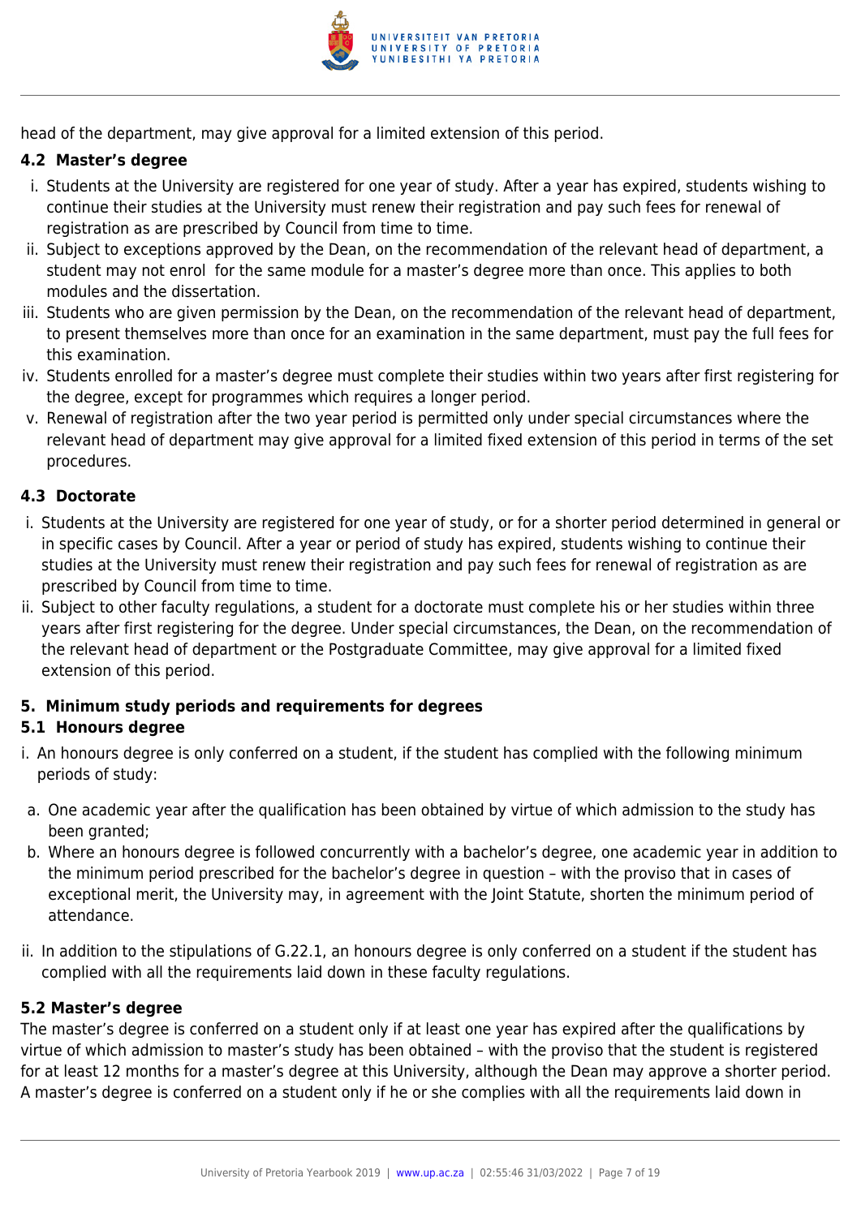head of the department, may give approval for a limited extension of this period.

### 4.2 Master's degree

i. Students at the University are registered for one year of study. After a year has expired, students wishing to continue their studies at the University must renew their registration and pay such fees for renewal of registration as are prescribed by Council from time to time.
ii. Subject to exceptions approved by the Dean, on the recommendation of the relevant head of department, a student may not enrol for the same module for a master's degree more than once. This applies to both modules and the dissertation.
iii. Students who are given permission by the Dean, on the recommendation of the relevant head of department, to present themselves more than once for an examination in the same department, must pay the full fees for this examination.
iv. Students enrolled for a master's degree must complete their studies within two years after first registering for the degree, except for programmes which requires a longer period.
v. Renewal of registration after the two year period is permitted only under special circumstances where the relevant head of department may give approval for a limited fixed extension of this period in terms of the set procedures.

### 4.3 Doctorate

i. Students at the University are registered for one year of study, or for a shorter period determined in general or in specific cases by Council. After a year or period of study has expired, students wishing to continue their studies at the University must renew their registration and pay such fees for renewal of registration as are prescribed by Council from time to time.
ii. Subject to other faculty regulations, a student for a doctorate must complete his or her studies within three years after first registering for the degree. Under special circumstances, the Dean, on the recommendation of the relevant head of department or the Postgraduate Committee, may give approval for a limited fixed extension of this period.

## 5. Minimum study periods and requirements for degrees

### 5.1 Honours degree

i. An honours degree is only conferred on a student, if the student has complied with the following minimum periods of study:

a. One academic year after the qualification has been obtained by virtue of which admission to the study has been granted;
b. Where an honours degree is followed concurrently with a bachelor's degree, one academic year in addition to the minimum period prescribed for the bachelor's degree in question – with the proviso that in cases of exceptional merit, the University may, in agreement with the Joint Statute, shorten the minimum period of attendance.

ii. In addition to the stipulations of G.22.1, an honours degree is only conferred on a student if the student has complied with all the requirements laid down in these faculty regulations.

### 5.2 Master's degree

The master's degree is conferred on a student only if at least one year has expired after the qualifications by virtue of which admission to master's study has been obtained – with the proviso that the student is registered for at least 12 months for a master's degree at this University, although the Dean may approve a shorter period. A master's degree is conferred on a student only if he or she complies with all the requirements laid down in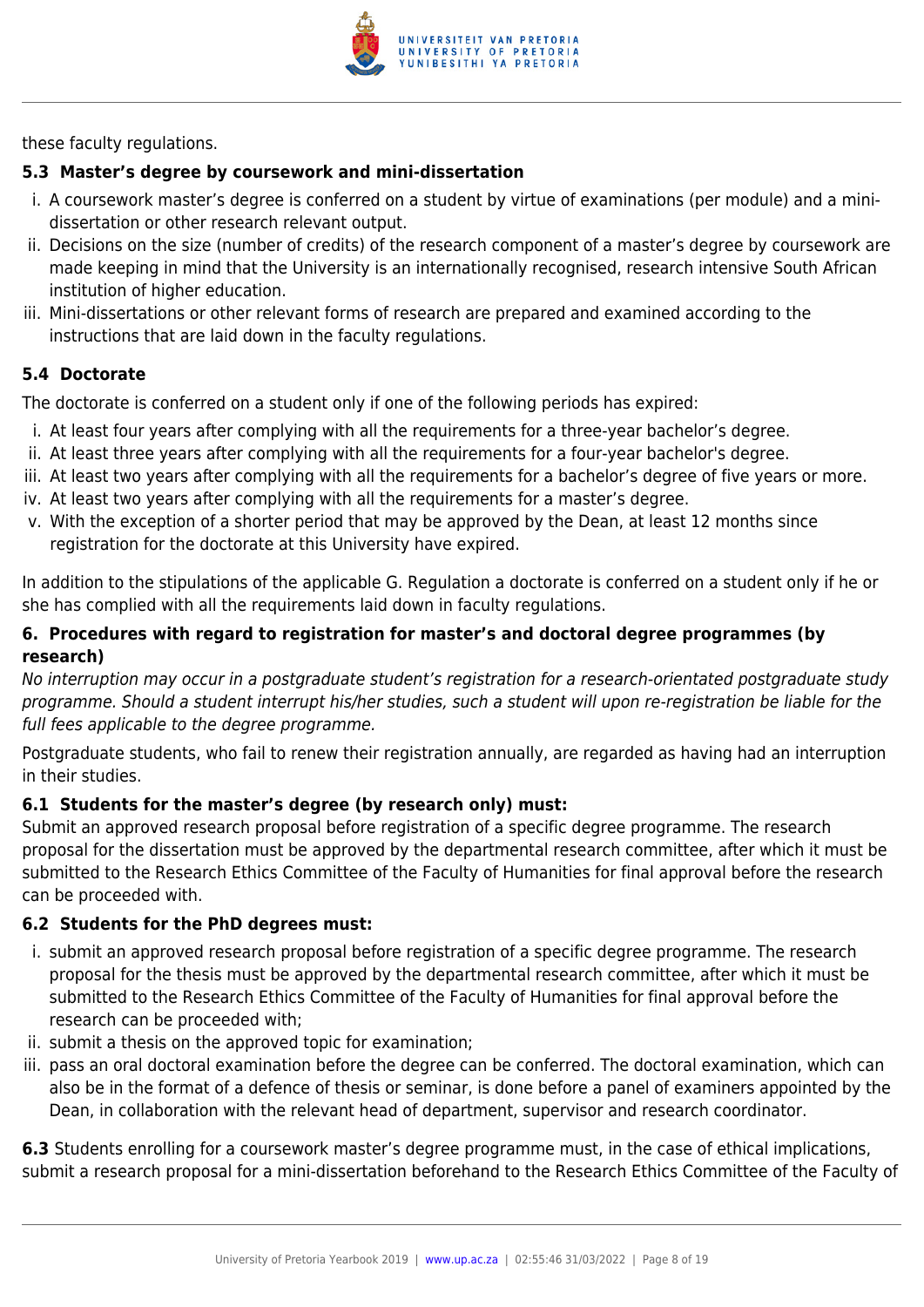these faculty regulations.

### 5.3 Master's degree by coursework and mini-dissertation

i. A coursework master's degree is conferred on a student by virtue of examinations (per module) and a mini-dissertation or other research relevant output.
ii. Decisions on the size (number of credits) of the research component of a master's degree by coursework are made keeping in mind that the University is an internationally recognised, research intensive South African institution of higher education.
iii. Mini-dissertations or other relevant forms of research are prepared and examined according to the instructions that are laid down in the faculty regulations.

### 5.4 Doctorate

The doctorate is conferred on a student only if one of the following periods has expired:

i. At least four years after complying with all the requirements for a three-year bachelor's degree.
ii. At least three years after complying with all the requirements for a four-year bachelor's degree.
iii. At least two years after complying with all the requirements for a bachelor's degree of five years or more.
iv. At least two years after complying with all the requirements for a master's degree.
v. With the exception of a shorter period that may be approved by the Dean, at least 12 months since registration for the doctorate at this University have expired.

In addition to the stipulations of the applicable G. Regulation a doctorate is conferred on a student only if he or she has complied with all the requirements laid down in faculty regulations.

### 6. Procedures with regard to registration for master's and doctoral degree programmes (by research)

*No interruption may occur in a postgraduate student's registration for a research-orientated postgraduate study programme. Should a student interrupt his/her studies, such a student will upon re-registration be liable for the full fees applicable to the degree programme.*

Postgraduate students, who fail to renew their registration annually, are regarded as having had an interruption in their studies.

### 6.1 Students for the master's degree (by research only) must:

Submit an approved research proposal before registration of a specific degree programme. The research proposal for the dissertation must be approved by the departmental research committee, after which it must be submitted to the Research Ethics Committee of the Faculty of Humanities for final approval before the research can be proceeded with.

### 6.2 Students for the PhD degrees must:

i. submit an approved research proposal before registration of a specific degree programme. The research proposal for the thesis must be approved by the departmental research committee, after which it must be submitted to the Research Ethics Committee of the Faculty of Humanities for final approval before the research can be proceeded with;
ii. submit a thesis on the approved topic for examination;
iii. pass an oral doctoral examination before the degree can be conferred. The doctoral examination, which can also be in the format of a defence of thesis or seminar, is done before a panel of examiners appointed by the Dean, in collaboration with the relevant head of department, supervisor and research coordinator.

**6.3** Students enrolling for a coursework master's degree programme must, in the case of ethical implications, submit a research proposal for a mini-dissertation beforehand to the Research Ethics Committee of the Faculty of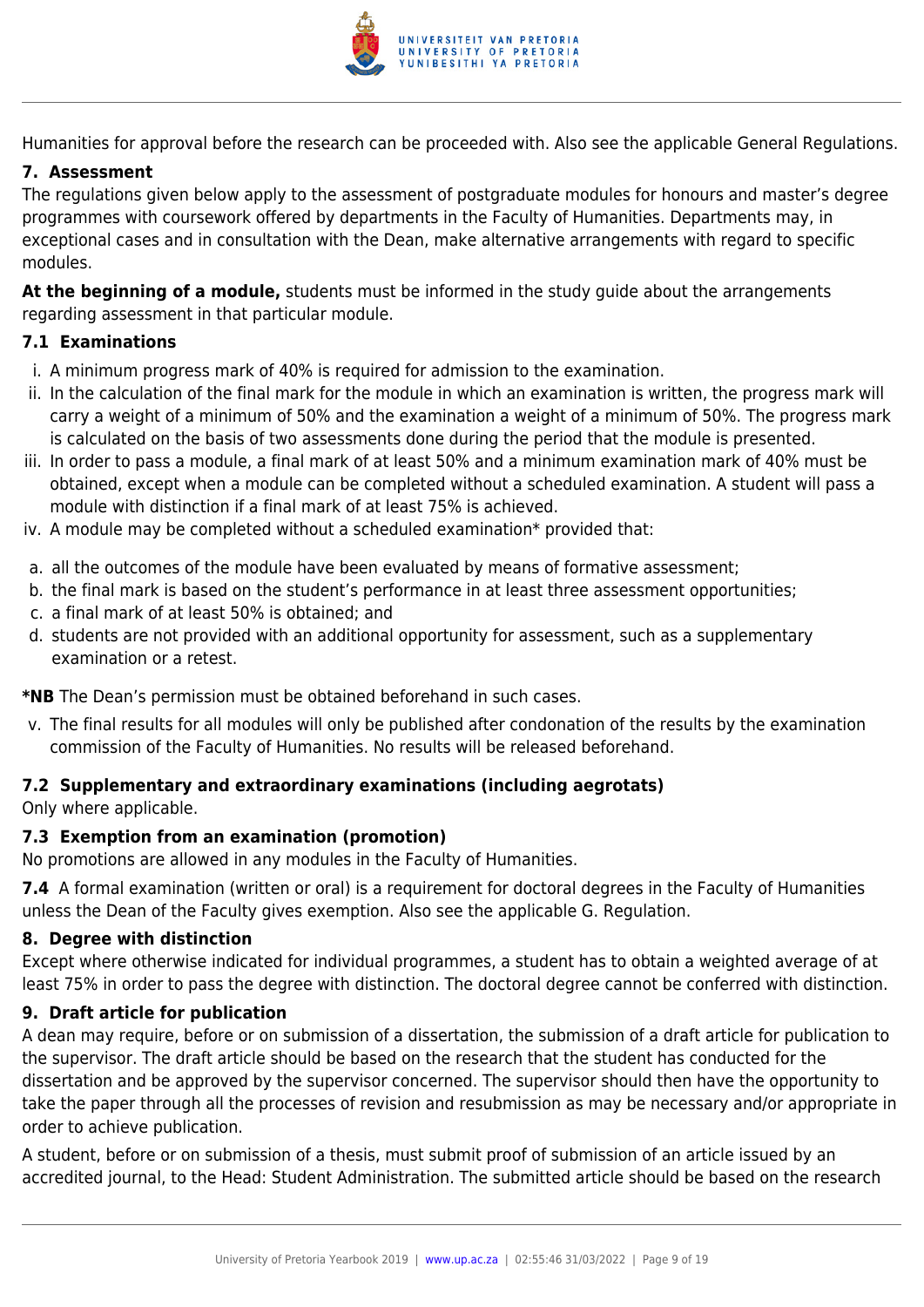Humanities for approval before the research can be proceeded with. Also see the applicable General Regulations.

### 7. Assessment

The regulations given below apply to the assessment of postgraduate modules for honours and master's degree programmes with coursework offered by departments in the Faculty of Humanities. Departments may, in exceptional cases and in consultation with the Dean, make alternative arrangements with regard to specific modules.

**At the beginning of a module,** students must be informed in the study guide about the arrangements regarding assessment in that particular module.

#### 7.1 Examinations

i. A minimum progress mark of 40% is required for admission to the examination.
ii. In the calculation of the final mark for the module in which an examination is written, the progress mark will carry a weight of a minimum of 50% and the examination a weight of a minimum of 50%. The progress mark is calculated on the basis of two assessments done during the period that the module is presented.
iii. In order to pass a module, a final mark of at least 50% and a minimum examination mark of 40% must be obtained, except when a module can be completed without a scheduled examination. A student will pass a module with distinction if a final mark of at least 75% is achieved.
iv. A module may be completed without a scheduled examination* provided that:

a. all the outcomes of the module have been evaluated by means of formative assessment;
b. the final mark is based on the student's performance in at least three assessment opportunities;
c. a final mark of at least 50% is obtained; and
d. students are not provided with an additional opportunity for assessment, such as a supplementary examination or a retest.

***NB** The Dean's permission must be obtained beforehand in such cases.

v. The final results for all modules will only be published after condonation of the results by the examination commission of the Faculty of Humanities. No results will be released beforehand.

#### 7.2 Supplementary and extraordinary examinations (including aegrotats)

Only where applicable.

#### 7.3 Exemption from an examination (promotion)

No promotions are allowed in any modules in the Faculty of Humanities.

**7.4** A formal examination (written or oral) is a requirement for doctoral degrees in the Faculty of Humanities unless the Dean of the Faculty gives exemption. Also see the applicable G. Regulation.

### 8. Degree with distinction

Except where otherwise indicated for individual programmes, a student has to obtain a weighted average of at least 75% in order to pass the degree with distinction. The doctoral degree cannot be conferred with distinction.

### 9. Draft article for publication

A dean may require, before or on submission of a dissertation, the submission of a draft article for publication to the supervisor. The draft article should be based on the research that the student has conducted for the dissertation and be approved by the supervisor concerned. The supervisor should then have the opportunity to take the paper through all the processes of revision and resubmission as may be necessary and/or appropriate in order to achieve publication.

A student, before or on submission of a thesis, must submit proof of submission of an article issued by an accredited journal, to the Head: Student Administration. The submitted article should be based on the research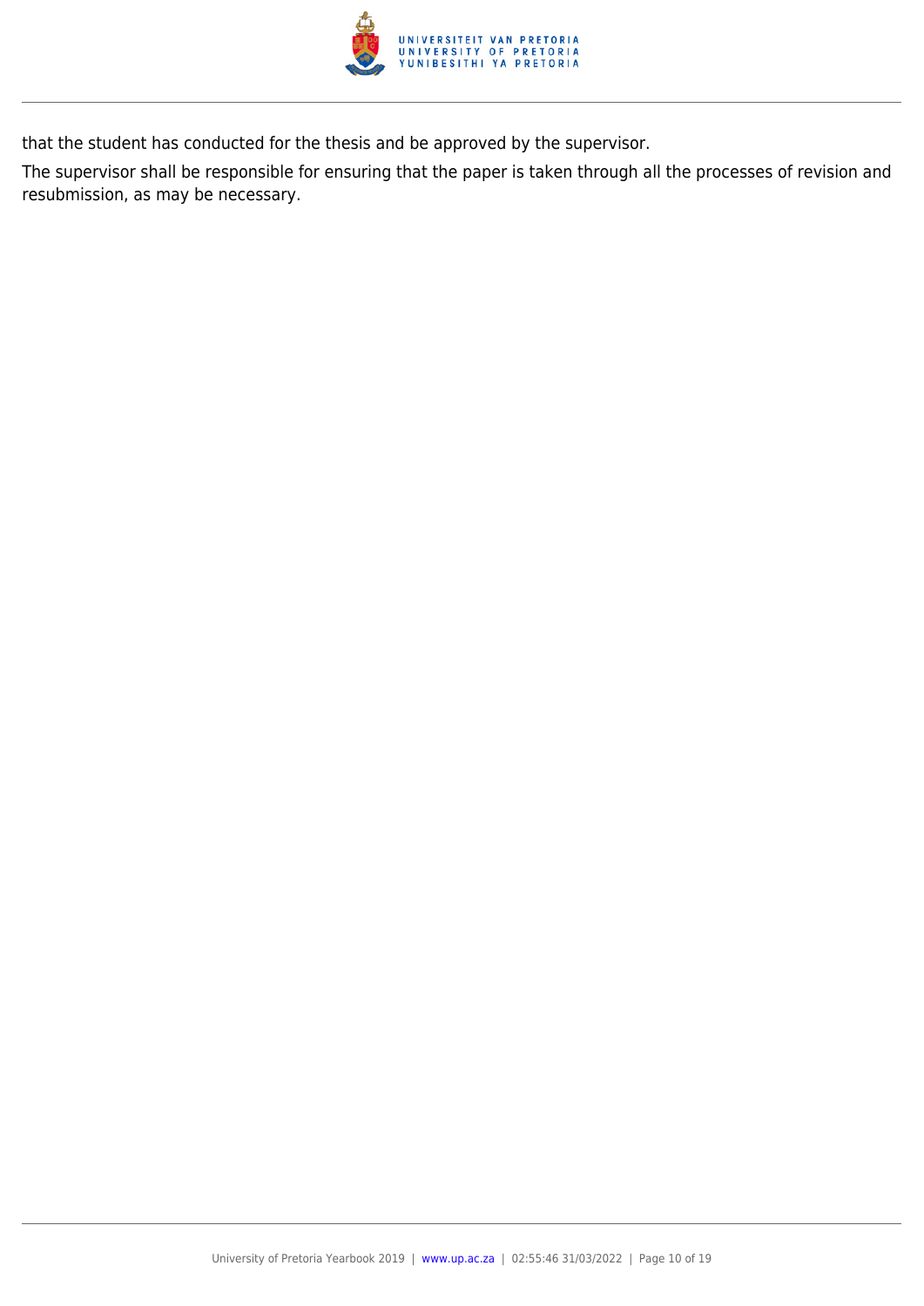that the student has conducted for the thesis and be approved by the supervisor.

The supervisor shall be responsible for ensuring that the paper is taken through all the processes of revision and resubmission, as may be necessary.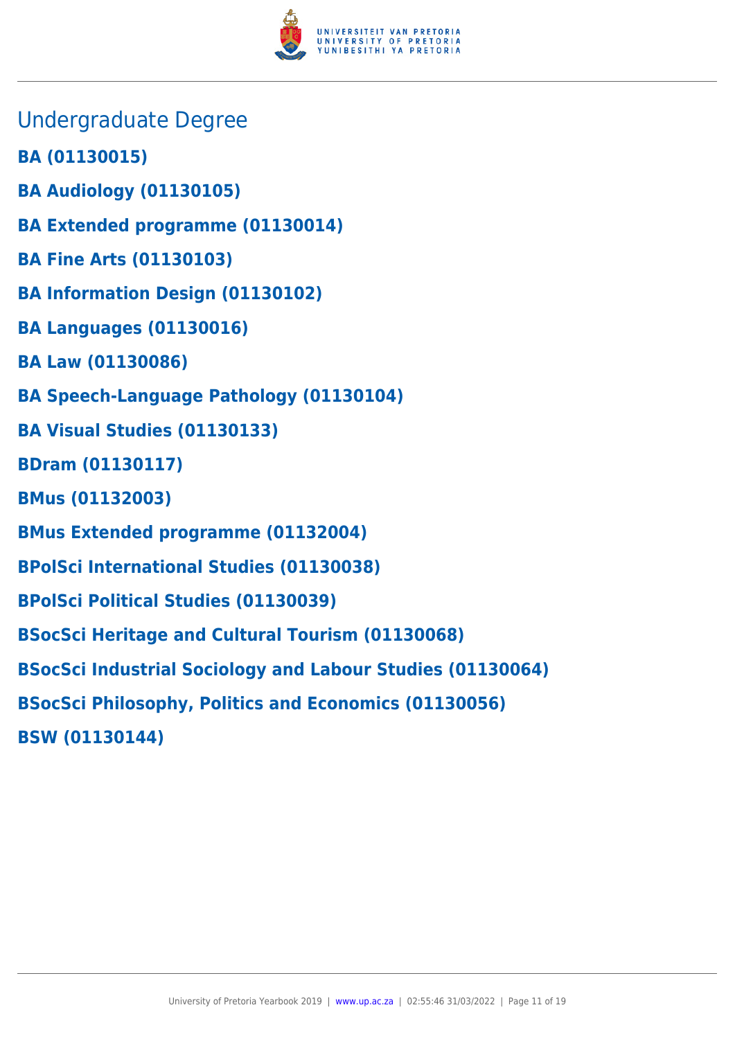## Undergraduate Degree

**BA (01130015)**

**BA Audiology (01130105)**

**BA Extended programme (01130014)**

**BA Fine Arts (01130103)**

**BA Information Design (01130102)**

**BA Languages (01130016)**

**BA Law (01130086)**

**BA Speech-Language Pathology (01130104)**

**BA Visual Studies (01130133)**

**BDram (01130117)**

**BMus (01132003)**

**BMus Extended programme (01132004)**

**BPolSci International Studies (01130038)**

**BPolSci Political Studies (01130039)**

**BSocSci Heritage and Cultural Tourism (01130068)**

**BSocSci Industrial Sociology and Labour Studies (01130064)**

**BSocSci Philosophy, Politics and Economics (01130056)**

**BSW (01130144)**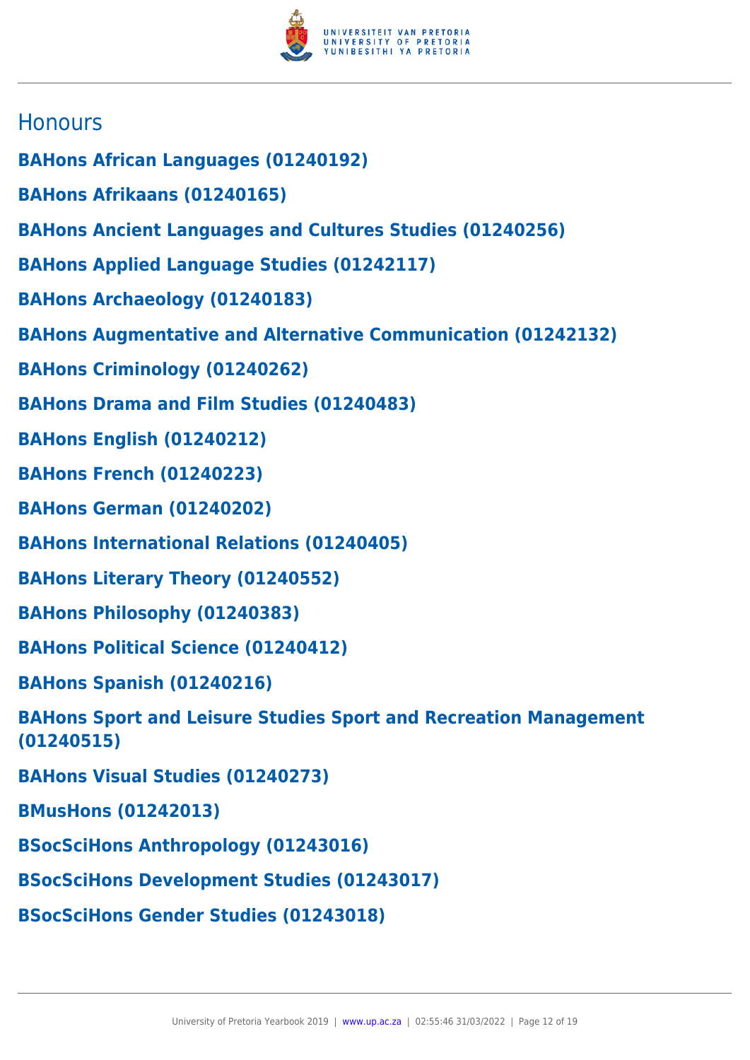## Honours

**BAHons African Languages (01240192)**

**BAHons Afrikaans (01240165)**

**BAHons Ancient Languages and Cultures Studies (01240256)**

**BAHons Applied Language Studies (01242117)**

**BAHons Archaeology (01240183)**

**BAHons Augmentative and Alternative Communication (01242132)**

**BAHons Criminology (01240262)**

**BAHons Drama and Film Studies (01240483)**

**BAHons English (01240212)**

**BAHons French (01240223)**

**BAHons German (01240202)**

**BAHons International Relations (01240405)**

**BAHons Literary Theory (01240552)**

**BAHons Philosophy (01240383)**

**BAHons Political Science (01240412)**

**BAHons Spanish (01240216)**

**BAHons Sport and Leisure Studies Sport and Recreation Management (01240515)**

**BAHons Visual Studies (01240273)**

**BMusHons (01242013)**

**BSocSciHons Anthropology (01243016)**

**BSocSciHons Development Studies (01243017)**

**BSocSciHons Gender Studies (01243018)**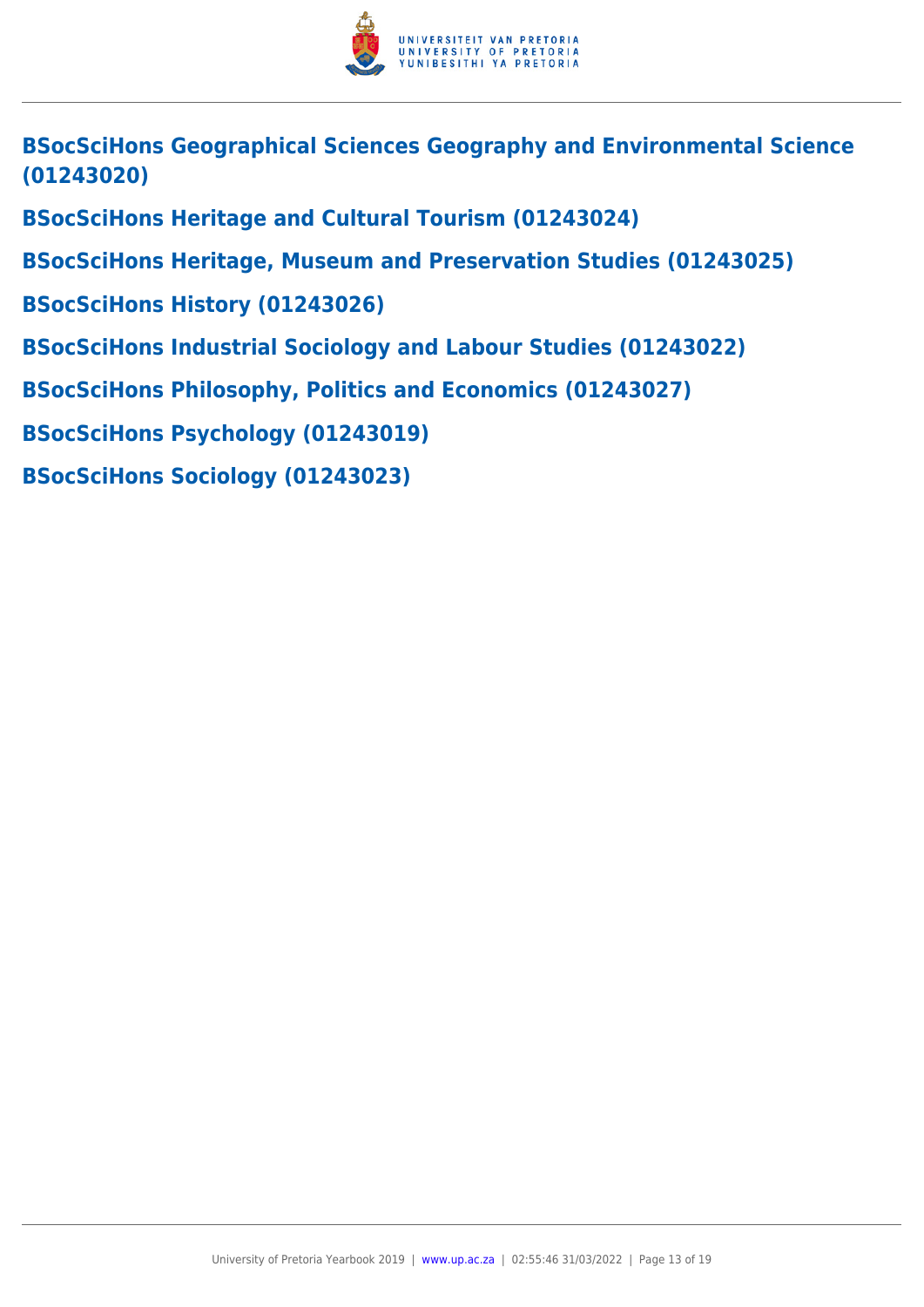**BSocSciHons Geographical Sciences Geography and Environmental Science (01243020)**

**BSocSciHons Heritage and Cultural Tourism (01243024)**

**BSocSciHons Heritage, Museum and Preservation Studies (01243025)**

**BSocSciHons History (01243026)**

**BSocSciHons Industrial Sociology and Labour Studies (01243022)**

**BSocSciHons Philosophy, Politics and Economics (01243027)**

**BSocSciHons Psychology (01243019)**

**BSocSciHons Sociology (01243023)**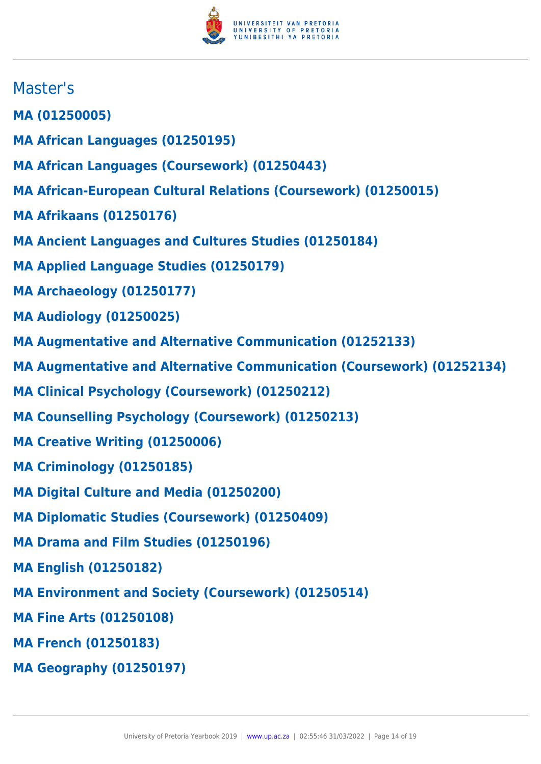## Master's

**MA (01250005)**

**MA African Languages (01250195)**

**MA African Languages (Coursework) (01250443)**

**MA African-European Cultural Relations (Coursework) (01250015)**

**MA Afrikaans (01250176)**

**MA Ancient Languages and Cultures Studies (01250184)**

**MA Applied Language Studies (01250179)**

**MA Archaeology (01250177)**

**MA Audiology (01250025)**

**MA Augmentative and Alternative Communication (01252133)**

**MA Augmentative and Alternative Communication (Coursework) (01252134)**

**MA Clinical Psychology (Coursework) (01250212)**

**MA Counselling Psychology (Coursework) (01250213)**

**MA Creative Writing (01250006)**

**MA Criminology (01250185)**

**MA Digital Culture and Media (01250200)**

**MA Diplomatic Studies (Coursework) (01250409)**

**MA Drama and Film Studies (01250196)**

**MA English (01250182)**

**MA Environment and Society (Coursework) (01250514)**

**MA Fine Arts (01250108)**

**MA French (01250183)**

**MA Geography (01250197)**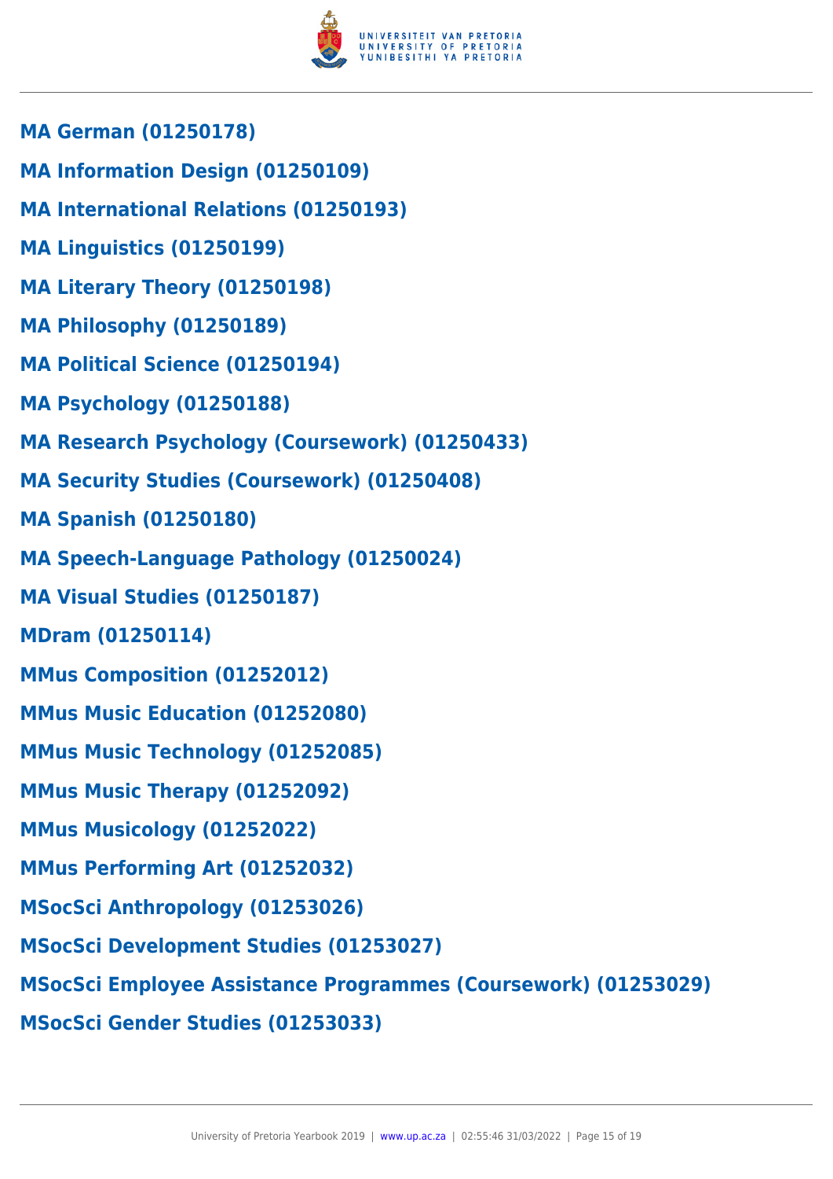**MA German (01250178)**

**MA Information Design (01250109)**

**MA International Relations (01250193)**

**MA Linguistics (01250199)**

**MA Literary Theory (01250198)**

**MA Philosophy (01250189)**

**MA Political Science (01250194)**

**MA Psychology (01250188)**

**MA Research Psychology (Coursework) (01250433)**

**MA Security Studies (Coursework) (01250408)**

**MA Spanish (01250180)**

**MA Speech-Language Pathology (01250024)**

**MA Visual Studies (01250187)**

**MDram (01250114)**

**MMus Composition (01252012)**

**MMus Music Education (01252080)**

**MMus Music Technology (01252085)**

**MMus Music Therapy (01252092)**

**MMus Musicology (01252022)**

**MMus Performing Art (01252032)**

**MSocSci Anthropology (01253026)**

**MSocSci Development Studies (01253027)**

**MSocSci Employee Assistance Programmes (Coursework) (01253029)**

**MSocSci Gender Studies (01253033)**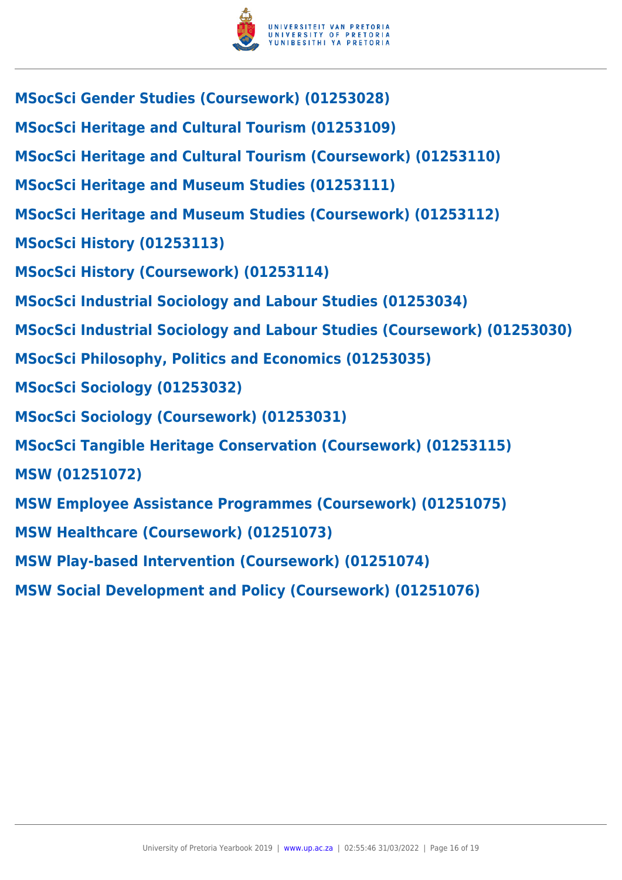**MSocSci Gender Studies (Coursework) (01253028)**

**MSocSci Heritage and Cultural Tourism (01253109)**

**MSocSci Heritage and Cultural Tourism (Coursework) (01253110)**

**MSocSci Heritage and Museum Studies (01253111)**

**MSocSci Heritage and Museum Studies (Coursework) (01253112)**

**MSocSci History (01253113)**

**MSocSci History (Coursework) (01253114)**

**MSocSci Industrial Sociology and Labour Studies (01253034)**

**MSocSci Industrial Sociology and Labour Studies (Coursework) (01253030)**

**MSocSci Philosophy, Politics and Economics (01253035)**

**MSocSci Sociology (01253032)**

**MSocSci Sociology (Coursework) (01253031)**

**MSocSci Tangible Heritage Conservation (Coursework) (01253115)**

**MSW (01251072)**

**MSW Employee Assistance Programmes (Coursework) (01251075)**

**MSW Healthcare (Coursework) (01251073)**

**MSW Play-based Intervention (Coursework) (01251074)**

**MSW Social Development and Policy (Coursework) (01251076)**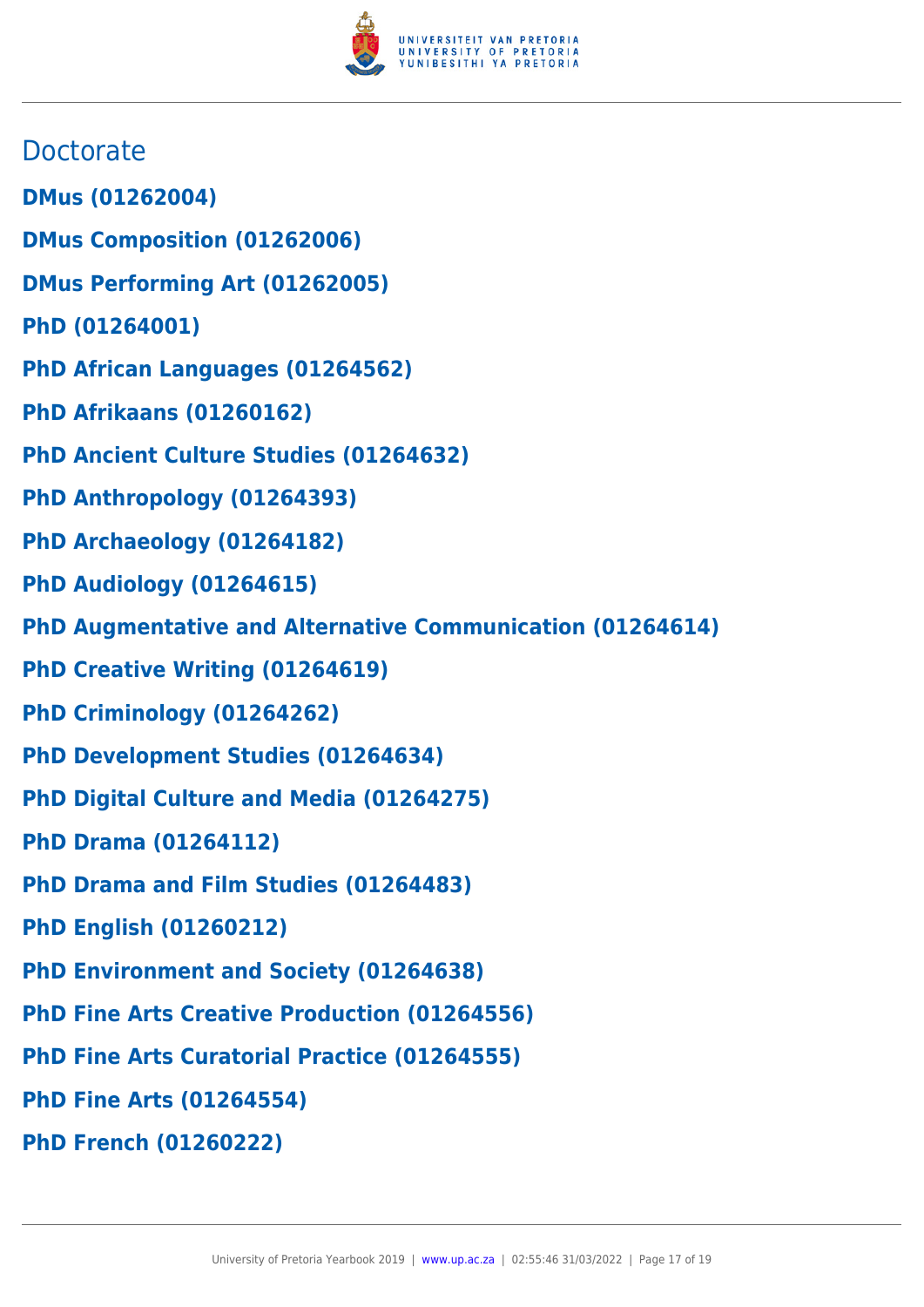## Doctorate

**DMus (01262004)**

**DMus Composition (01262006)**

**DMus Performing Art (01262005)**

**PhD (01264001)**

**PhD African Languages (01264562)**

**PhD Afrikaans (01260162)**

**PhD Ancient Culture Studies (01264632)**

**PhD Anthropology (01264393)**

**PhD Archaeology (01264182)**

**PhD Audiology (01264615)**

**PhD Augmentative and Alternative Communication (01264614)**

**PhD Creative Writing (01264619)**

**PhD Criminology (01264262)**

**PhD Development Studies (01264634)**

**PhD Digital Culture and Media (01264275)**

**PhD Drama (01264112)**

**PhD Drama and Film Studies (01264483)**

**PhD English (01260212)**

**PhD Environment and Society (01264638)**

**PhD Fine Arts Creative Production (01264556)**

**PhD Fine Arts Curatorial Practice (01264555)**

**PhD Fine Arts (01264554)**

**PhD French (01260222)**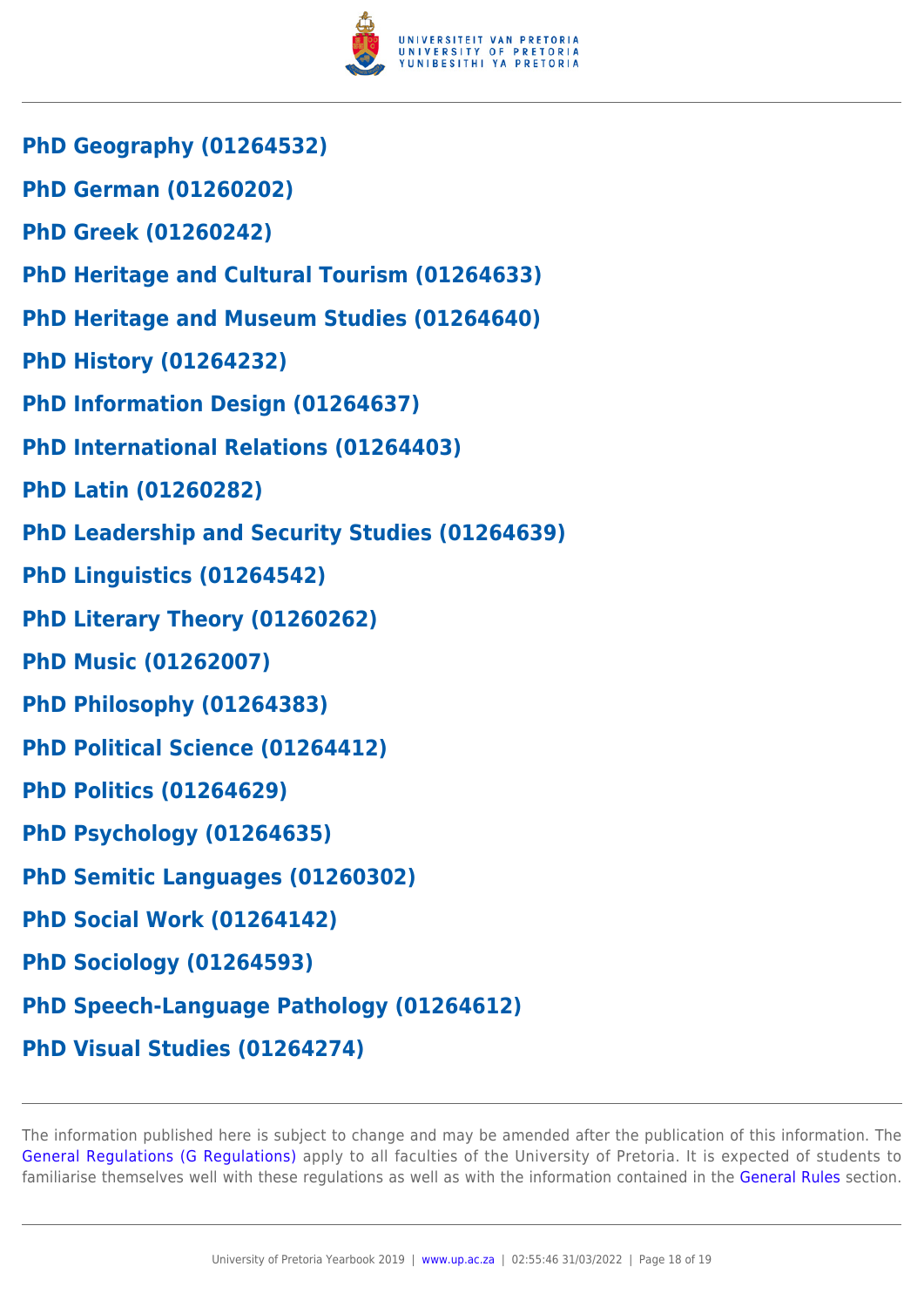**PhD Geography (01264532)**

**PhD German (01260202)**

**PhD Greek (01260242)**

**PhD Heritage and Cultural Tourism (01264633)**

**PhD Heritage and Museum Studies (01264640)**

**PhD History (01264232)**

**PhD Information Design (01264637)**

**PhD International Relations (01264403)**

**PhD Latin (01260282)**

**PhD Leadership and Security Studies (01264639)**

**PhD Linguistics (01264542)**

**PhD Literary Theory (01260262)**

**PhD Music (01262007)**

**PhD Philosophy (01264383)**

**PhD Political Science (01264412)**

**PhD Politics (01264629)**

**PhD Psychology (01264635)**

**PhD Semitic Languages (01260302)**

**PhD Social Work (01264142)**

**PhD Sociology (01264593)**

**PhD Speech-Language Pathology (01264612)**

**PhD Visual Studies (01264274)**

The information published here is subject to change and may be amended after the publication of this information. The General Regulations (G Regulations) apply to all faculties of the University of Pretoria. It is expected of students to familiarise themselves well with these regulations as well as with the information contained in the General Rules section.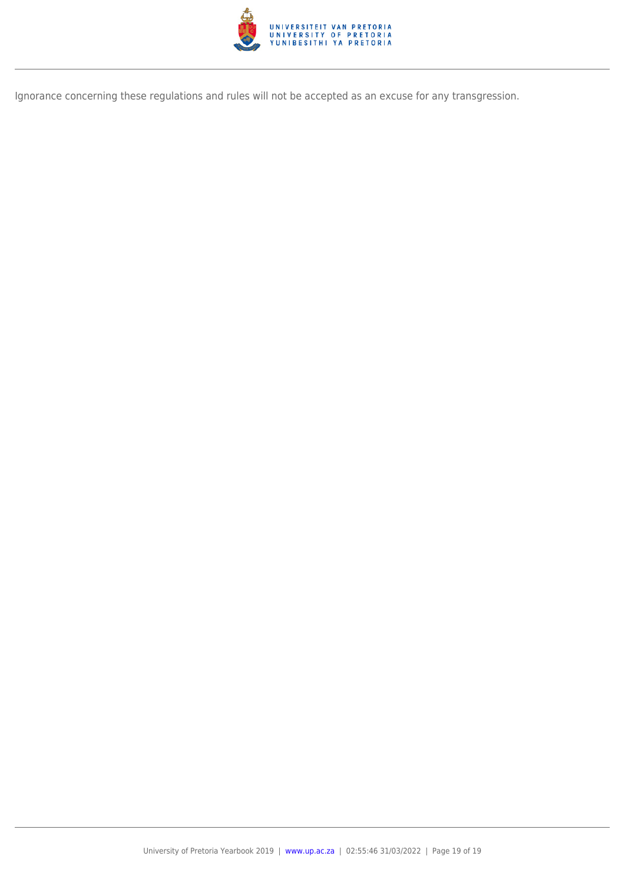Ignorance concerning these regulations and rules will not be accepted as an excuse for any transgression.